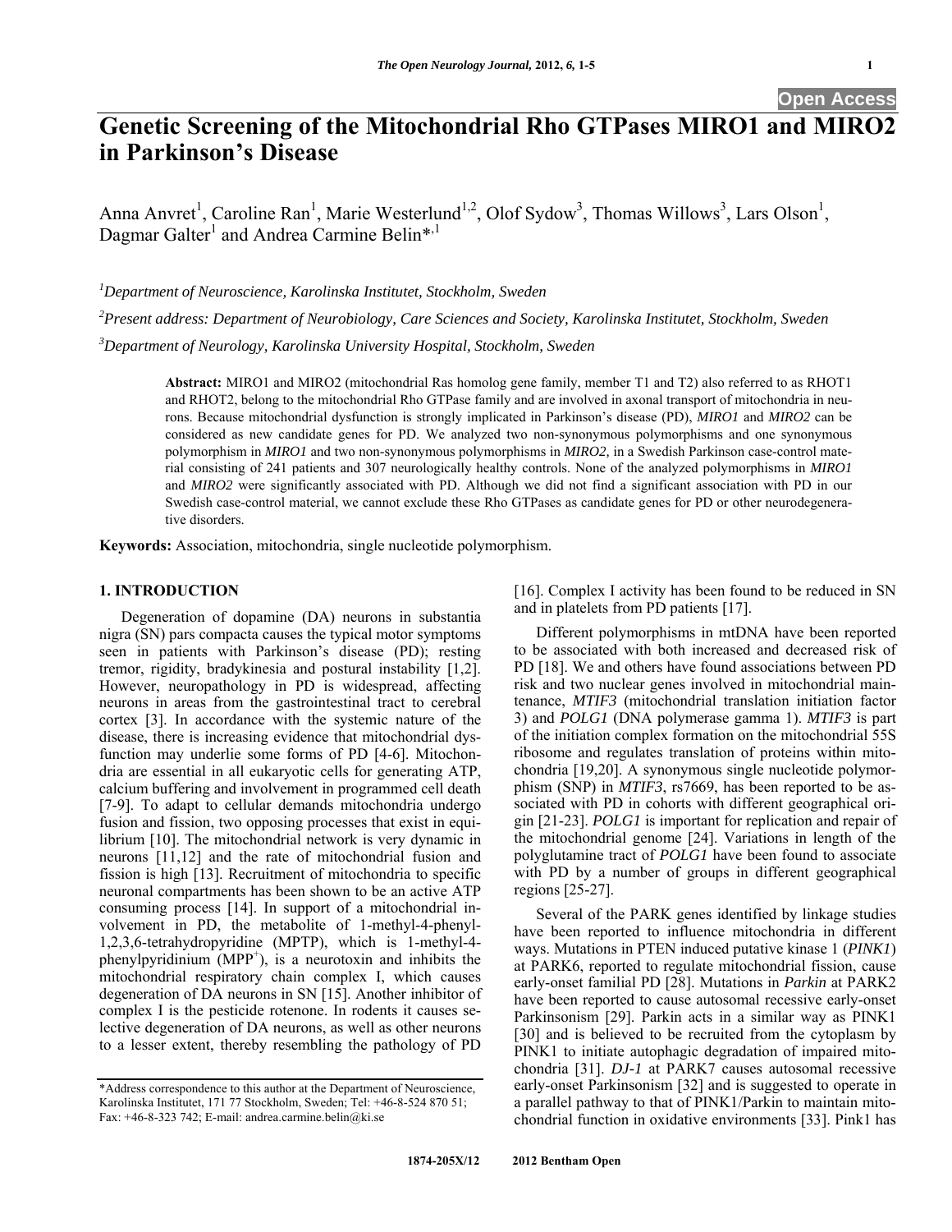Open Access

# Genetic Screening of the Mitochondrial Rho GTPases MIRO1 and MIRO2 in Parkinson's Disease

Anna Anvret[1], Caroline Ran[1], Marie Westerlund[1,2], Olof Sydow[3], Thomas Willows[3], Lars Olson[1], Dagmar Galter[1] and Andrea Carmine Belin*[,1]

[1]*Department of Neuroscience, Karolinska Institutet, Stockholm, Sweden*

[2]*Present address: Department of Neurobiology, Care Sciences and Society, Karolinska Institutet, Stockholm, Sweden*

[3]*Department of Neurology, Karolinska University Hospital, Stockholm, Sweden*

**Abstract:** MIRO1 and MIRO2 (mitochondrial Ras homolog gene family, member T1 and T2) also referred to as RHOT1 and RHOT2, belong to the mitochondrial Rho GTPase family and are involved in axonal transport of mitochondria in neurons. Because mitochondrial dysfunction is strongly implicated in Parkinson's disease (PD), *MIRO1* and *MIRO2* can be considered as new candidate genes for PD. We analyzed two non-synonymous polymorphisms and one synonymous polymorphism in *MIRO1* and two non-synonymous polymorphisms in *MIRO2,* in a Swedish Parkinson case-control material consisting of 241 patients and 307 neurologically healthy controls. None of the analyzed polymorphisms in *MIRO1* and *MIRO2* were significantly associated with PD. Although we did not find a significant association with PD in our Swedish case-control material, we cannot exclude these Rho GTPases as candidate genes for PD or other neurodegenerative disorders.

**Keywords:** Association, mitochondria, single nucleotide polymorphism.

## 1. INTRODUCTION

Degeneration of dopamine (DA) neurons in substantia nigra (SN) pars compacta causes the typical motor symptoms seen in patients with Parkinson's disease (PD); resting tremor, rigidity, bradykinesia and postural instability [1,2]. However, neuropathology in PD is widespread, affecting neurons in areas from the gastrointestinal tract to cerebral cortex [3]. In accordance with the systemic nature of the disease, there is increasing evidence that mitochondrial dysfunction may underlie some forms of PD [4-6]. Mitochondria are essential in all eukaryotic cells for generating ATP, calcium buffering and involvement in programmed cell death [7-9]. To adapt to cellular demands mitochondria undergo fusion and fission, two opposing processes that exist in equilibrium [10]. The mitochondrial network is very dynamic in neurons [11,12] and the rate of mitochondrial fusion and fission is high [13]. Recruitment of mitochondria to specific neuronal compartments has been shown to be an active ATP consuming process [14]. In support of a mitochondrial involvement in PD, the metabolite of 1-methyl-4-phenyl-1,2,3,6-tetrahydropyridine (MPTP), which is 1-methyl-4-phenylpyridinium ($MPP^+$), is a neurotoxin and inhibits the mitochondrial respiratory chain complex I, which causes degeneration of DA neurons in SN [15]. Another inhibitor of complex I is the pesticide rotenone. In rodents it causes selective degeneration of DA neurons, as well as other neurons to a lesser extent, thereby resembling the pathology of PD [16]. Complex I activity has been found to be reduced in SN and in platelets from PD patients [17].

Different polymorphisms in mtDNA have been reported to be associated with both increased and decreased risk of PD [18]. We and others have found associations between PD risk and two nuclear genes involved in mitochondrial maintenance, *MTIF3* (mitochondrial translation initiation factor 3) and *POLG1* (DNA polymerase gamma 1). *MTIF3* is part of the initiation complex formation on the mitochondrial 55S ribosome and regulates translation of proteins within mitochondria [19,20]. A synonymous single nucleotide polymorphism (SNP) in *MTIF3*, rs7669, has been reported to be associated with PD in cohorts with different geographical origin [21-23]. *POLG1* is important for replication and repair of the mitochondrial genome [24]. Variations in length of the polyglutamine tract of *POLG1* have been found to associate with PD by a number of groups in different geographical regions [25-27].

Several of the PARK genes identified by linkage studies have been reported to influence mitochondria in different ways. Mutations in PTEN induced putative kinase 1 (*PINK1*) at PARK6, reported to regulate mitochondrial fission, cause early-onset familial PD [28]. Mutations in *Parkin* at PARK2 have been reported to cause autosomal recessive early-onset Parkinsonism [29]. Parkin acts in a similar way as PINK1 [30] and is believed to be recruited from the cytoplasm by PINK1 to initiate autophagic degradation of impaired mitochondria [31]. *DJ-1* at PARK7 causes autosomal recessive early-onset Parkinsonism [32] and is suggested to operate in a parallel pathway to that of PINK1/Parkin to maintain mitochondrial function in oxidative environments [33]. Pink1 has

\*Address correspondence to this author at the Department of Neuroscience, Karolinska Institutet, 171 77 Stockholm, Sweden; Tel: +46-8-524 870 51; Fax: +46-8-323 742; E-mail: andrea.carmine.belin@ki.se

1874-205X/12 2012 Bentham Open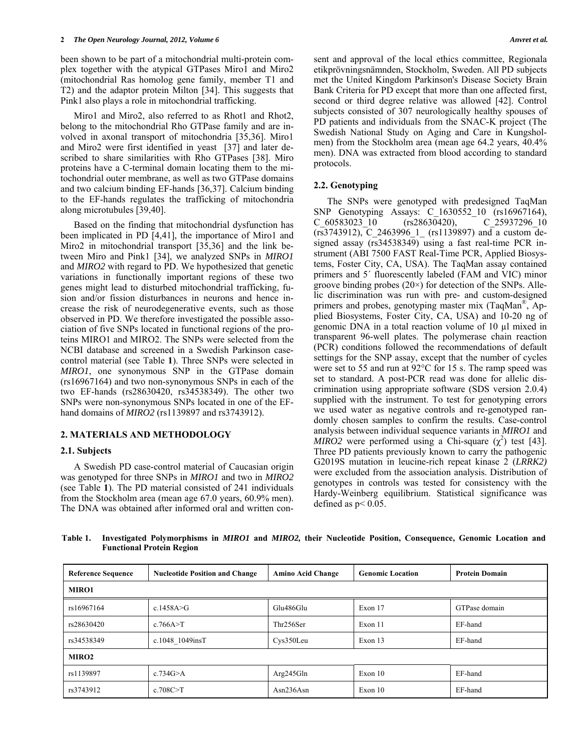been shown to be part of a mitochondrial multi-protein complex together with the atypical GTPases Miro1 and Miro2 (mitochondrial Ras homolog gene family, member T1 and T2) and the adaptor protein Milton [34]. This suggests that Pink1 also plays a role in mitochondrial trafficking.

Miro1 and Miro2, also referred to as Rhot1 and Rhot2, belong to the mitochondrial Rho GTPase family and are involved in axonal transport of mitochondria [35,36]. Miro1 and Miro2 were first identified in yeast [37] and later described to share similarities with Rho GTPases [38]. Miro proteins have a C-terminal domain locating them to the mitochondrial outer membrane, as well as two GTPase domains and two calcium binding EF-hands [36,37]. Calcium binding to the EF-hands regulates the trafficking of mitochondria along microtubules [39,40].

Based on the finding that mitochondrial dysfunction has been implicated in PD [4,41], the importance of Miro1 and Miro2 in mitochondrial transport [35,36] and the link between Miro and Pink1 [34], we analyzed SNPs in *MIRO1* and *MIRO2* with regard to PD. We hypothesized that genetic variations in functionally important regions of these two genes might lead to disturbed mitochondrial trafficking, fusion and/or fission disturbances in neurons and hence increase the risk of neurodegenerative events, such as those observed in PD. We therefore investigated the possible association of five SNPs located in functional regions of the proteins MIRO1 and MIRO2. The SNPs were selected from the NCBI database and screened in a Swedish Parkinson case-control material (see Table **1**). Three SNPs were selected in *MIRO1*, one synonymous SNP in the GTPase domain (rs16967164) and two non-synonymous SNPs in each of the two EF-hands (rs28630420, rs34538349). The other two SNPs were non-synonymous SNPs located in one of the EF-hand domains of *MIRO2* (rs1139897 and rs3743912).

## 2. MATERIALS AND METHODOLOGY

### 2.1. Subjects

A Swedish PD case-control material of Caucasian origin was genotyped for three SNPs in *MIRO1* and two in *MIRO2* (see Table **1**). The PD material consisted of 241 individuals from the Stockholm area (mean age 67.0 years, 60.9% men). The DNA was obtained after informed oral and written consent and approval of the local ethics committee, Regionala etikprövningsnämnden, Stockholm, Sweden. All PD subjects met the United Kingdom Parkinson's Disease Society Brain Bank Criteria for PD except that more than one affected first, second or third degree relative was allowed [42]. Control subjects consisted of 307 neurologically healthy spouses of PD patients and individuals from the SNAC-K project (The Swedish National Study on Aging and Care in Kungsholmen) from the Stockholm area (mean age 64.2 years, 40.4% men). DNA was extracted from blood according to standard protocols.

### 2.2. Genotyping

The SNPs were genotyped with predesigned TaqMan SNP Genotyping Assays: C_1630552_10 (rs16967164), C_60583023_10 (rs28630420), C_25937296_10 (rs3743912), C_2463996_1_ (rs1139897) and a custom designed assay (rs34538349) using a fast real-time PCR instrument (ABI 7500 FAST Real-Time PCR, Applied Biosystems, Foster City, CA, USA). The TaqMan assay contained primers and 5´ fluorescently labeled (FAM and VIC) minor groove binding probes (20×) for detection of the SNPs. Allelic discrimination was run with pre- and custom-designed primers and probes, genotyping master mix (TaqMan®, Applied Biosystems, Foster City, CA, USA) and 10-20 ng of genomic DNA in a total reaction volume of 10 µl mixed in transparent 96-well plates. The polymerase chain reaction (PCR) conditions followed the recommendations of default settings for the SNP assay, except that the number of cycles were set to 55 and run at 92°C for 15 s. The ramp speed was set to standard. A post-PCR read was done for allelic discrimination using appropriate software (SDS version 2.0.4) supplied with the instrument. To test for genotyping errors we used water as negative controls and re-genotyped randomly chosen samples to confirm the results. Case-control analysis between individual sequence variants in *MIRO1* and *MIRO2* were performed using a Chi-square ($\chi^2$) test [43]. Three PD patients previously known to carry the pathogenic G2019S mutation in leucine-rich repeat kinase 2 (*LRRK2)* were excluded from the association analysis. Distribution of genotypes in controls was tested for consistency with the Hardy-Weinberg equilibrium. Statistical significance was defined as $p < 0.05$.

**Table 1. Investigated Polymorphisms in *MIRO1* and *MIRO2,* their Nucleotide Position, Consequence, Genomic Location and Functional Protein Region**

| Reference Sequence | Nucleotide Position and Change | Amino Acid Change | Genomic Location | Protein Domain |
|---|---|---|---|---|
| **MIRO1** | | | | |
| rs16967164 | c.1458A>G | Glu486Glu | Exon 17 | GTPase domain |
| rs28630420 | c.766A>T | Thr256Ser | Exon 11 | EF-hand |
| rs34538349 | c.1048_1049insT | Cys350Leu | Exon 13 | EF-hand |
| **MIRO2** | | | | |
| rs1139897 | c.734G>A | Arg245Gln | Exon 10 | EF-hand |
| rs3743912 | c.708C>T | Asn236Asn | Exon 10 | EF-hand |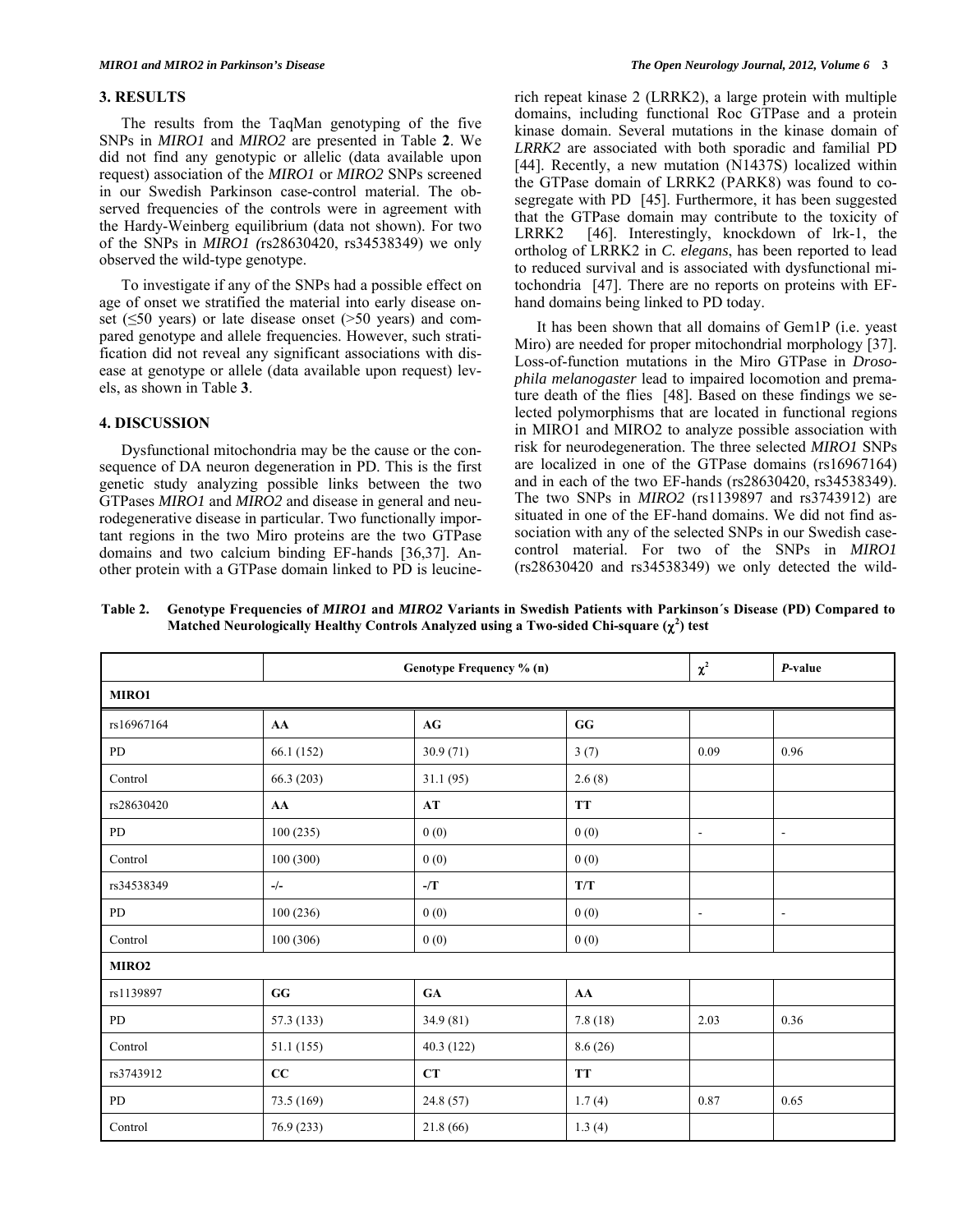## 3. RESULTS

The results from the TaqMan genotyping of the five SNPs in *MIRO1* and *MIRO2* are presented in Table **2**. We did not find any genotypic or allelic (data available upon request) association of the *MIRO1* or *MIRO2* SNPs screened in our Swedish Parkinson case-control material. The observed frequencies of the controls were in agreement with the Hardy-Weinberg equilibrium (data not shown). For two of the SNPs in *MIRO1 (*rs28630420, rs34538349) we only observed the wild-type genotype.

To investigate if any of the SNPs had a possible effect on age of onset we stratified the material into early disease onset (≤50 years) or late disease onset (>50 years) and compared genotype and allele frequencies. However, such stratification did not reveal any significant associations with disease at genotype or allele (data available upon request) levels, as shown in Table **3**.

## 4. DISCUSSION

Dysfunctional mitochondria may be the cause or the consequence of DA neuron degeneration in PD. This is the first genetic study analyzing possible links between the two GTPases *MIRO1* and *MIRO2* and disease in general and neurodegenerative disease in particular. Two functionally important regions in the two Miro proteins are the two GTPase domains and two calcium binding EF-hands [36,37]. Another protein with a GTPase domain linked to PD is leucine-rich repeat kinase 2 (LRRK2), a large protein with multiple domains, including functional Roc GTPase and a protein kinase domain. Several mutations in the kinase domain of *LRRK2* are associated with both sporadic and familial PD [44]. Recently, a new mutation (N1437S) localized within the GTPase domain of LRRK2 (PARK8) was found to co-segregate with PD [45]. Furthermore, it has been suggested that the GTPase domain may contribute to the toxicity of LRRK2 [46]. Interestingly, knockdown of lrk-1, the ortholog of LRRK2 in *C. elegans*, has been reported to lead to reduced survival and is associated with dysfunctional mitochondria [47]. There are no reports on proteins with EF-hand domains being linked to PD today.

It has been shown that all domains of Gem1P (i.e. yeast Miro) are needed for proper mitochondrial morphology [37]. Loss-of-function mutations in the Miro GTPase in *Drosophila melanogaster* lead to impaired locomotion and premature death of the flies [48]. Based on these findings we selected polymorphisms that are located in functional regions in MIRO1 and MIRO2 to analyze possible association with risk for neurodegeneration. The three selected *MIRO1* SNPs are localized in one of the GTPase domains (rs16967164) and in each of the two EF-hands (rs28630420, rs34538349). The two SNPs in *MIRO2* (rs1139897 and rs3743912) are situated in one of the EF-hand domains. We did not find association with any of the selected SNPs in our Swedish case-control material. For two of the SNPs in *MIRO1* (rs28630420 and rs34538349) we only detected the wild-

**Table 2. Genotype Frequencies of *MIRO1* and *MIRO2* Variants in Swedish Patients with Parkinson´s Disease (PD) Compared to Matched Neurologically Healthy Controls Analyzed using a Two-sided Chi-square ($\chi^2$) test**

| | Genotype Frequency % (n) | | | $\chi^2$ | *P*-value |
|---|---|---|---|---|---|
| **MIRO1** | | | | | |
| rs16967164 | **AA** | **AG** | **GG** | | |
| PD | 66.1 (152) | 30.9 (71) | 3 (7) | 0.09 | 0.96 |
| Control | 66.3 (203) | 31.1 (95) | 2.6 (8) | | |
| rs28630420 | **AA** | **AT** | **TT** | | |
| PD | 100 (235) | 0 (0) | 0 (0) | - | - |
| Control | 100 (300) | 0 (0) | 0 (0) | | |
| rs34538349 | **-/-** | **-/T** | **T/T** | | |
| PD | 100 (236) | 0 (0) | 0 (0) | - | - |
| Control | 100 (306) | 0 (0) | 0 (0) | | |
| **MIRO2** | | | | | |
| rs1139897 | **GG** | **GA** | **AA** | | |
| PD | 57.3 (133) | 34.9 (81) | 7.8 (18) | 2.03 | 0.36 |
| Control | 51.1 (155) | 40.3 (122) | 8.6 (26) | | |
| rs3743912 | **CC** | **CT** | **TT** | | |
| PD | 73.5 (169) | 24.8 (57) | 1.7 (4) | 0.87 | 0.65 |
| Control | 76.9 (233) | 21.8 (66) | 1.3 (4) | | |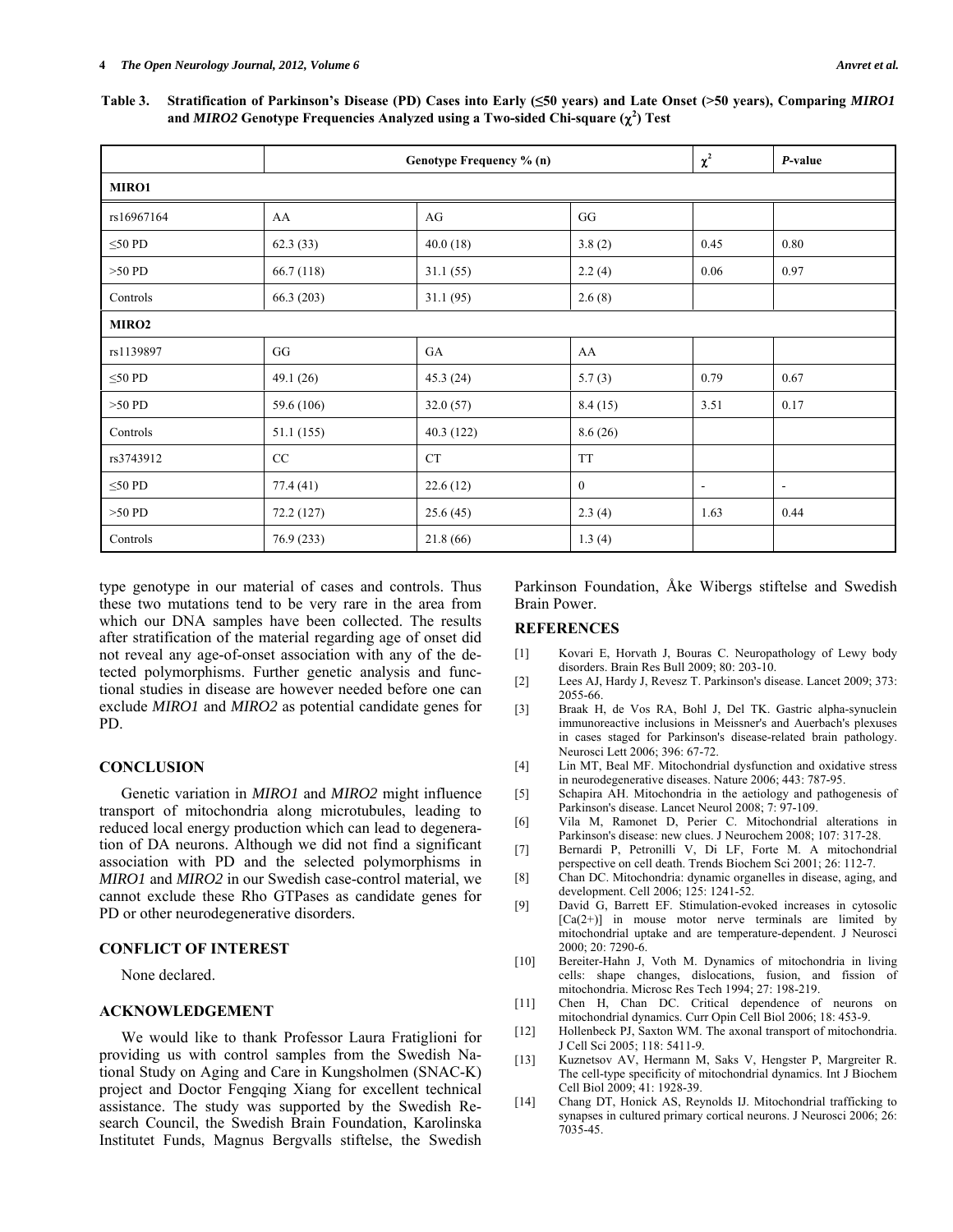**Table 3. Stratification of Parkinson's Disease (PD) Cases into Early (≤50 years) and Late Onset (>50 years), Comparing *MIRO1* and *MIRO2* Genotype Frequencies Analyzed using a Two-sided Chi-square ($\chi^2$) Test**

| | Genotype Frequency % (n) | | | $\chi^2$ | *P*-value |
|---|---|---|---|---|---|
| **MIRO1** | | | | | |
| rs16967164 | AA | AG | GG | | |
| ≤50 PD | 62.3 (33) | 40.0 (18) | 3.8 (2) | 0.45 | 0.80 |
| >50 PD | 66.7 (118) | 31.1 (55) | 2.2 (4) | 0.06 | 0.97 |
| Controls | 66.3 (203) | 31.1 (95) | 2.6 (8) | | |
| **MIRO2** | | | | | |
| rs1139897 | GG | GA | AA | | |
| ≤50 PD | 49.1 (26) | 45.3 (24) | 5.7 (3) | 0.79 | 0.67 |
| >50 PD | 59.6 (106) | 32.0 (57) | 8.4 (15) | 3.51 | 0.17 |
| Controls | 51.1 (155) | 40.3 (122) | 8.6 (26) | | |
| rs3743912 | CC | CT | TT | | |
| ≤50 PD | 77.4 (41) | 22.6 (12) | 0 | - | - |
| >50 PD | 72.2 (127) | 25.6 (45) | 2.3 (4) | 1.63 | 0.44 |
| Controls | 76.9 (233) | 21.8 (66) | 1.3 (4) | | |

type genotype in our material of cases and controls. Thus these two mutations tend to be very rare in the area from which our DNA samples have been collected. The results after stratification of the material regarding age of onset did not reveal any age-of-onset association with any of the detected polymorphisms. Further genetic analysis and functional studies in disease are however needed before one can exclude *MIRO1* and *MIRO2* as potential candidate genes for PD.

## CONCLUSION

Genetic variation in *MIRO1* and *MIRO2* might influence transport of mitochondria along microtubules, leading to reduced local energy production which can lead to degeneration of DA neurons. Although we did not find a significant association with PD and the selected polymorphisms in *MIRO1* and *MIRO2* in our Swedish case-control material, we cannot exclude these Rho GTPases as candidate genes for PD or other neurodegenerative disorders.

## CONFLICT OF INTEREST

None declared.

## ACKNOWLEDGEMENT

We would like to thank Professor Laura Fratiglioni for providing us with control samples from the Swedish National Study on Aging and Care in Kungsholmen (SNAC-K) project and Doctor Fengqing Xiang for excellent technical assistance. The study was supported by the Swedish Research Council, the Swedish Brain Foundation, Karolinska Institutet Funds, Magnus Bergvalls stiftelse, the Swedish Parkinson Foundation, Åke Wibergs stiftelse and Swedish Brain Power.

## REFERENCES

[1] Kovari E, Horvath J, Bouras C. Neuropathology of Lewy body disorders. Brain Res Bull 2009; 80: 203-10.

[2] Lees AJ, Hardy J, Revesz T. Parkinson's disease. Lancet 2009; 373: 2055-66.

[3] Braak H, de Vos RA, Bohl J, Del TK. Gastric alpha-synuclein immunoreactive inclusions in Meissner's and Auerbach's plexuses in cases staged for Parkinson's disease-related brain pathology. Neurosci Lett 2006; 396: 67-72.

[4] Lin MT, Beal MF. Mitochondrial dysfunction and oxidative stress in neurodegenerative diseases. Nature 2006; 443: 787-95.

[5] Schapira AH. Mitochondria in the aetiology and pathogenesis of Parkinson's disease. Lancet Neurol 2008; 7: 97-109.

[6] Vila M, Ramonet D, Perier C. Mitochondrial alterations in Parkinson's disease: new clues. J Neurochem 2008; 107: 317-28.

[7] Bernardi P, Petronilli V, Di LF, Forte M. A mitochondrial perspective on cell death. Trends Biochem Sci 2001; 26: 112-7.

[8] Chan DC. Mitochondria: dynamic organelles in disease, aging, and development. Cell 2006; 125: 1241-52.

[9] David G, Barrett EF. Stimulation-evoked increases in cytosolic [Ca(2+)] in mouse motor nerve terminals are limited by mitochondrial uptake and are temperature-dependent. J Neurosci 2000; 20: 7290-6.

[10] Bereiter-Hahn J, Voth M. Dynamics of mitochondria in living cells: shape changes, dislocations, fusion, and fission of mitochondria. Microsc Res Tech 1994; 27: 198-219.

[11] Chen H, Chan DC. Critical dependence of neurons on mitochondrial dynamics. Curr Opin Cell Biol 2006; 18: 453-9.

[12] Hollenbeck PJ, Saxton WM. The axonal transport of mitochondria. J Cell Sci 2005; 118: 5411-9.

[13] Kuznetsov AV, Hermann M, Saks V, Hengster P, Margreiter R. The cell-type specificity of mitochondrial dynamics. Int J Biochem Cell Biol 2009; 41: 1928-39.

[14] Chang DT, Honick AS, Reynolds IJ. Mitochondrial trafficking to synapses in cultured primary cortical neurons. J Neurosci 2006; 26: 7035-45.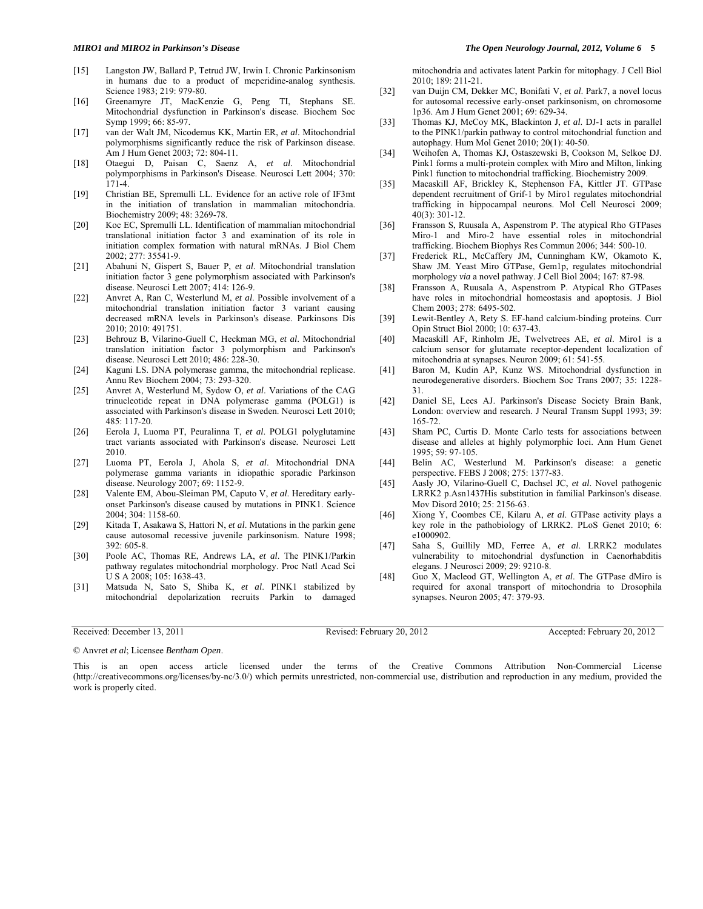[15] Langston JW, Ballard P, Tetrud JW, Irwin I. Chronic Parkinsonism in humans due to a product of meperidine-analog synthesis. Science 1983; 219: 979-80.

[16] Greenamyre JT, MacKenzie G, Peng TI, Stephans SE. Mitochondrial dysfunction in Parkinson's disease. Biochem Soc Symp 1999; 66: 85-97.

[17] van der Walt JM, Nicodemus KK, Martin ER, *et al*. Mitochondrial polymorphisms significantly reduce the risk of Parkinson disease. Am J Hum Genet 2003; 72: 804-11.

[18] Otaegui D, Paisan C, Saenz A, *et al*. Mitochondrial polymporphisms in Parkinson's Disease. Neurosci Lett 2004; 370: 171-4.

[19] Christian BE, Spremulli LL. Evidence for an active role of IF3mt in the initiation of translation in mammalian mitochondria. Biochemistry 2009; 48: 3269-78.

[20] Koc EC, Spremulli LL. Identification of mammalian mitochondrial translational initiation factor 3 and examination of its role in initiation complex formation with natural mRNAs. J Biol Chem 2002; 277: 35541-9.

[21] Abahuni N, Gispert S, Bauer P, *et al*. Mitochondrial translation initiation factor 3 gene polymorphism associated with Parkinson's disease. Neurosci Lett 2007; 414: 126-9.

[22] Anvret A, Ran C, Westerlund M, *et al*. Possible involvement of a mitochondrial translation initiation factor 3 variant causing decreased mRNA levels in Parkinson's disease. Parkinsons Dis 2010; 2010: 491751.

[23] Behrouz B, Vilarino-Guell C, Heckman MG, *et al*. Mitochondrial translation initiation factor 3 polymorphism and Parkinson's disease. Neurosci Lett 2010; 486: 228-30.

[24] Kaguni LS. DNA polymerase gamma, the mitochondrial replicase. Annu Rev Biochem 2004; 73: 293-320.

[25] Anvret A, Westerlund M, Sydow O, *et al*. Variations of the CAG trinucleotide repeat in DNA polymerase gamma (POLG1) is associated with Parkinson's disease in Sweden. Neurosci Lett 2010; 485: 117-20.

[26] Eerola J, Luoma PT, Peuralinna T, *et al*. POLG1 polyglutamine tract variants associated with Parkinson's disease. Neurosci Lett 2010.

[27] Luoma PT, Eerola J, Ahola S, *et al*. Mitochondrial DNA polymerase gamma variants in idiopathic sporadic Parkinson disease. Neurology 2007; 69: 1152-9.

[28] Valente EM, Abou-Sleiman PM, Caputo V, *et al*. Hereditary early-onset Parkinson's disease caused by mutations in PINK1. Science 2004; 304: 1158-60.

[29] Kitada T, Asakawa S, Hattori N, *et al*. Mutations in the parkin gene cause autosomal recessive juvenile parkinsonism. Nature 1998; 392: 605-8.

[30] Poole AC, Thomas RE, Andrews LA, *et al*. The PINK1/Parkin pathway regulates mitochondrial morphology. Proc Natl Acad Sci U S A 2008; 105: 1638-43.

[31] Matsuda N, Sato S, Shiba K, *et al*. PINK1 stabilized by mitochondrial depolarization recruits Parkin to damaged mitochondria and activates latent Parkin for mitophagy. J Cell Biol 2010; 189: 211-21.

[32] van Duijn CM, Dekker MC, Bonifati V, *et al*. Park7, a novel locus for autosomal recessive early-onset parkinsonism, on chromosome 1p36. Am J Hum Genet 2001; 69: 629-34.

[33] Thomas KJ, McCoy MK, Blackinton J, *et al*. DJ-1 acts in parallel to the PINK1/parkin pathway to control mitochondrial function and autophagy. Hum Mol Genet 2010; 20(1): 40-50.

[34] Weihofen A, Thomas KJ, Ostaszewski B, Cookson M, Selkoe DJ. Pink1 forms a multi-protein complex with Miro and Milton, linking Pink1 function to mitochondrial trafficking. Biochemistry 2009.

[35] Macaskill AF, Brickley K, Stephenson FA, Kittler JT. GTPase dependent recruitment of Grif-1 by Miro1 regulates mitochondrial trafficking in hippocampal neurons. Mol Cell Neurosci 2009; 40(3): 301-12.

[36] Fransson S, Ruusala A, Aspenstrom P. The atypical Rho GTPases Miro-1 and Miro-2 have essential roles in mitochondrial trafficking. Biochem Biophys Res Commun 2006; 344: 500-10.

[37] Frederick RL, McCaffery JM, Cunningham KW, Okamoto K, Shaw JM. Yeast Miro GTPase, Gem1p, regulates mitochondrial morphology *via* a novel pathway. J Cell Biol 2004; 167: 87-98.

[38] Fransson A, Ruusala A, Aspenstrom P. Atypical Rho GTPases have roles in mitochondrial homeostasis and apoptosis. J Biol Chem 2003; 278: 6495-502.

[39] Lewit-Bentley A, Rety S. EF-hand calcium-binding proteins. Curr Opin Struct Biol 2000; 10: 637-43.

[40] Macaskill AF, Rinholm JE, Twelvetrees AE, *et al*. Miro1 is a calcium sensor for glutamate receptor-dependent localization of mitochondria at synapses. Neuron 2009; 61: 541-55.

[41] Baron M, Kudin AP, Kunz WS. Mitochondrial dysfunction in neurodegenerative disorders. Biochem Soc Trans 2007; 35: 1228-31.

[42] Daniel SE, Lees AJ. Parkinson's Disease Society Brain Bank, London: overview and research. J Neural Transm Suppl 1993; 39: 165-72.

[43] Sham PC, Curtis D. Monte Carlo tests for associations between disease and alleles at highly polymorphic loci. Ann Hum Genet 1995; 59: 97-105.

[44] Belin AC, Westerlund M. Parkinson's disease: a genetic perspective. FEBS J 2008; 275: 1377-83.

[45] Aasly JO, Vilarino-Guell C, Dachsel JC, *et al*. Novel pathogenic LRRK2 p.Asn1437His substitution in familial Parkinson's disease. Mov Disord 2010; 25: 2156-63.

[46] Xiong Y, Coombes CE, Kilaru A, *et al*. GTPase activity plays a key role in the pathobiology of LRRK2. PLoS Genet 2010; 6: e1000902.

[47] Saha S, Guillily MD, Ferree A, *et al*. LRRK2 modulates vulnerability to mitochondrial dysfunction in Caenorhabditis elegans. J Neurosci 2009; 29: 9210-8.

[48] Guo X, Macleod GT, Wellington A, *et al*. The GTPase dMiro is required for axonal transport of mitochondria to Drosophila synapses. Neuron 2005; 47: 379-93.

Received: December 13, 2011 Revised: February 20, 2012 Accepted: February 20, 2012

© Anvret *et al*; Licensee *Bentham Open*.

This is an open access article licensed under the terms of the Creative Commons Attribution Non-Commercial License (http://creativecommons.org/licenses/by-nc/3.0/) which permits unrestricted, non-commercial use, distribution and reproduction in any medium, provided the work is properly cited.